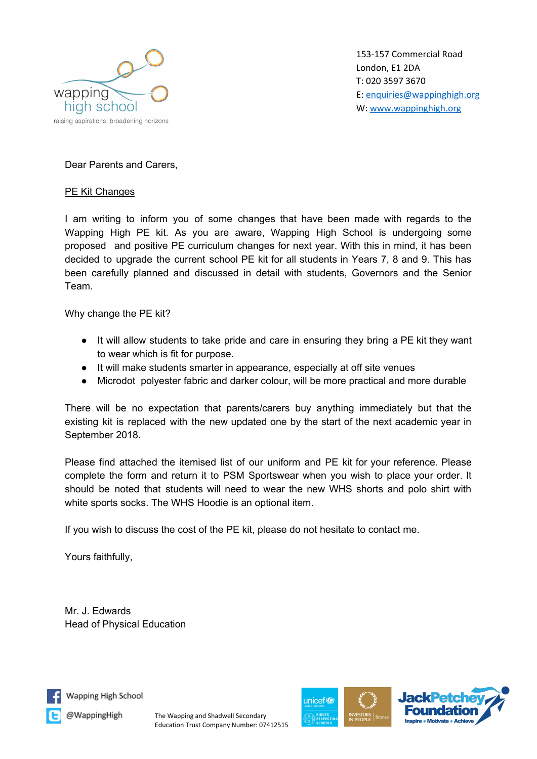wapping high school

raising aspirations, broadening horizons

153-157 Commercial Road
London, E1 2DA
T: 020 3597 3670
E: enquiries@wappinghigh.org
W: www.wappinghigh.org

Dear Parents and Carers,

<u>PE Kit Changes</u>

I am writing to inform you of some changes that have been made with regards to the Wapping High PE kit. As you are aware, Wapping High School is undergoing some proposed and positive PE curriculum changes for next year. With this in mind, it has been decided to upgrade the current school PE kit for all students in Years 7, 8 and 9. This has been carefully planned and discussed in detail with students, Governors and the Senior Team.

Why change the PE kit?

- It will allow students to take pride and care in ensuring they bring a PE kit they want to wear which is fit for purpose.
- It will make students smarter in appearance, especially at off site venues
- Microdot polyester fabric and darker colour, will be more practical and more durable

There will be no expectation that parents/carers buy anything immediately but that the existing kit is replaced with the new updated one by the start of the next academic year in September 2018.

Please find attached the itemised list of our uniform and PE kit for your reference. Please complete the form and return it to PSM Sportswear when you wish to place your order. It should be noted that students will need to wear the new WHS shorts and polo shirt with white sports socks. The WHS Hoodie is an optional item.

If you wish to discuss the cost of the PE kit, please do not hesitate to contact me.

Yours faithfully,

Mr. J. Edwards
Head of Physical Education

Wapping High School
@WappingHigh

The Wapping and Shadwell Secondary Education Trust Company Number: 07412515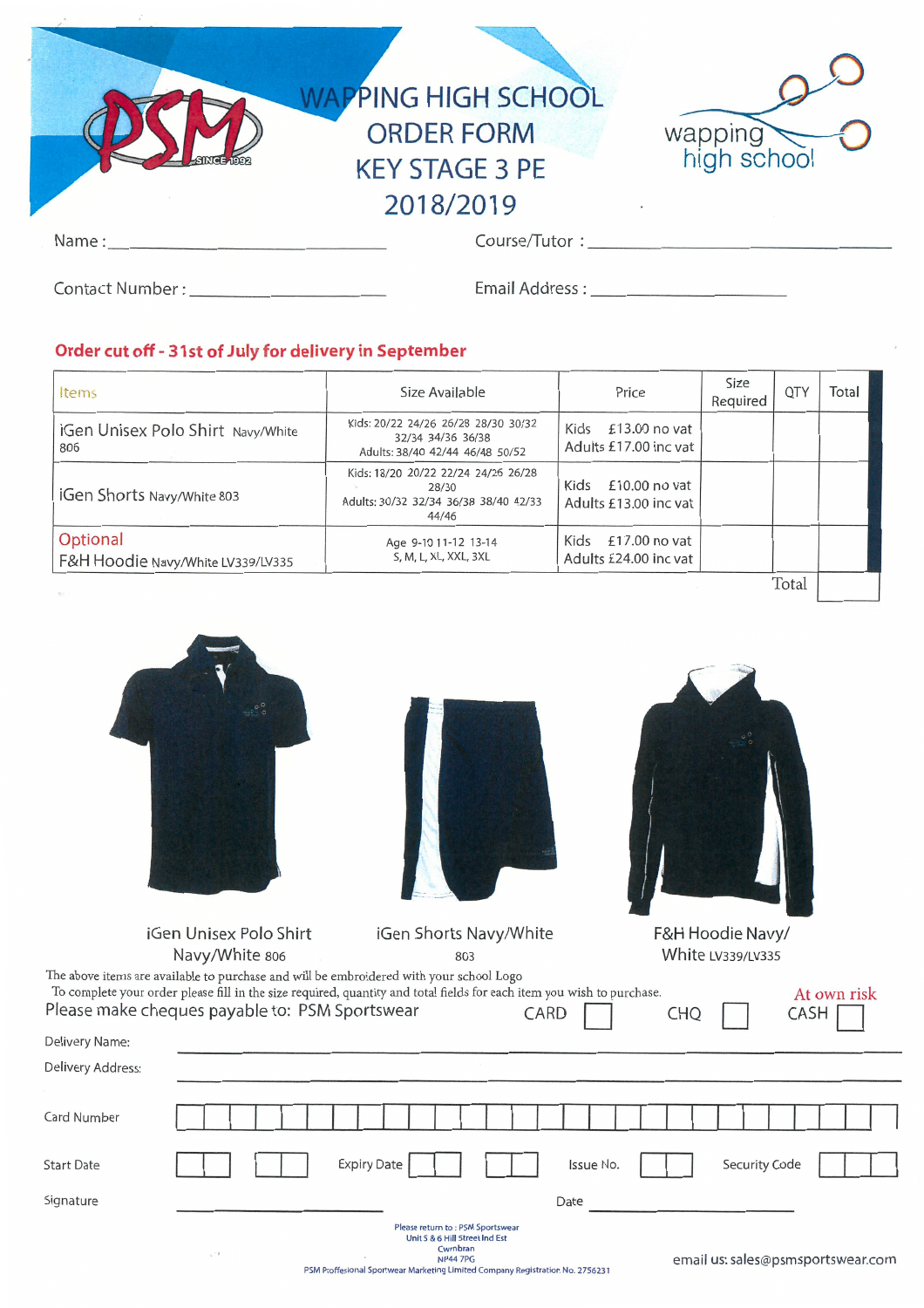# WAPPING HIGH SCHOOL ORDER FORM KEY STAGE 3 PE 2018/2019

PSM SINCE 1992

wapping high school

Name : ____________________ Course/Tutor : ____________________

Contact Number : ____________________ Email Address : ____________________

**Order cut off - 31st of July for delivery in September**

| Items | Size Available | Price | Size Required | QTY | Total |
|---|---|---|---|---|---|
| iGen Unisex Polo Shirt Navy/White 806 | Kids: 20/22 24/26 26/28 28/30 30/32 32/34 34/36 36/38 Adults: 38/40 42/44 46/48 50/52 | Kids £13.00 no vat Adults £17.00 inc vat | | | |
| iGen Shorts Navy/White 803 | Kids: 18/20 20/22 22/24 24/26 26/28 28/30 Adults: 30/32 32/34 36/38 38/40 42/33 44/46 | Kids £10.00 no vat Adults £13.00 inc vat | | | |
| Optional F&H Hoodie Navy/White LV339/LV335 | Age 9-10 11-12 13-14 S, M, L, XL, XXL, 3XL | Kids £17.00 no vat Adults £24.00 inc vat | | | |
| | | | | Total | |

iGen Unisex Polo Shirt Navy/White 806

iGen Shorts Navy/White 803

F&H Hoodie Navy/ White LV339/LV335

The above items are available to purchase and will be embroidered with your school Logo
To complete your order please fill in the size required, quantity and total fields for each item you wish to purchase.

Please make cheques payable to: PSM Sportswear CARD ☐ CHQ ☐ CASH ☐ (At own risk)

Delivery Name: ____________________

Delivery Address: ____________________

Card Number ☐☐☐☐☐☐☐☐☐☐☐☐☐☐☐☐☐☐☐☐☐☐☐☐☐☐☐☐

Start Date ☐☐ ☐☐ Expiry Date ☐☐ ☐☐ Issue No. ☐☐ Security Code ☐☐☐

Signature ____________________ Date ____________________

Please return to : PSM Sportswear
Unit 5 & 6 Hill Street Ind Est
Cwmbran
NP44 7PG
PSM Proffesional Sportwear Marketing Limited Company Registration No. 2756231

email us: sales@psmsportswear.com